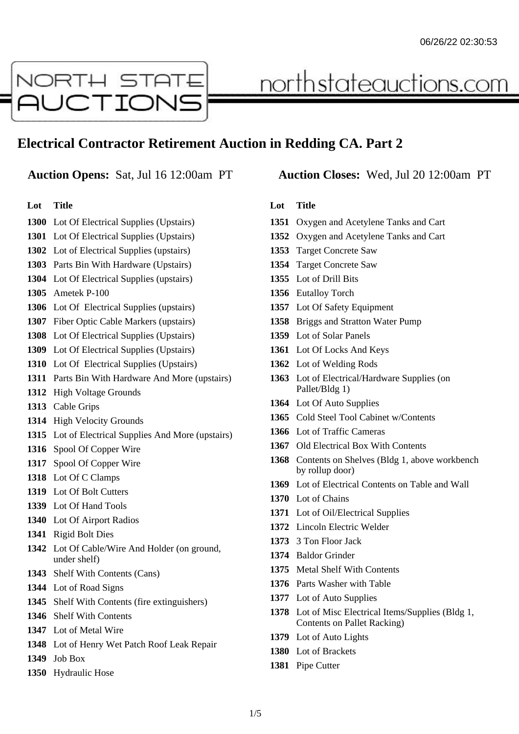# Electrical Contractor Retirement Auction in Redding CA. Part 2

**Auction Opens:** Sat, Jul 16 12:00am PT

**Auction Closes:** Wed, Jul 20 12:00am PT

| Lot | Title |
|---|---|
| 1300 | Lot Of Electrical Supplies (Upstairs) |
| 1301 | Lot Of Electrical Supplies (Upstairs) |
| 1302 | Lot of Electrical Supplies (upstairs) |
| 1303 | Parts Bin With Hardware (Upstairs) |
| 1304 | Lot Of Electrical Supplies (upstairs) |
| 1305 | Ametek P-100 |
| 1306 | Lot Of Electrical Supplies (upstairs) |
| 1307 | Fiber Optic Cable Markers (upstairs) |
| 1308 | Lot Of Electrical Supplies (Upstairs) |
| 1309 | Lot Of Electrical Supplies (Upstairs) |
| 1310 | Lot Of Electrical Supplies (Upstairs) |
| 1311 | Parts Bin With Hardware And More (upstairs) |
| 1312 | High Voltage Grounds |
| 1313 | Cable Grips |
| 1314 | High Velocity Grounds |
| 1315 | Lot of Electrical Supplies And More (upstairs) |
| 1316 | Spool Of Copper Wire |
| 1317 | Spool Of Copper Wire |
| 1318 | Lot Of C Clamps |
| 1319 | Lot Of Bolt Cutters |
| 1339 | Lot Of Hand Tools |
| 1340 | Lot Of Airport Radios |
| 1341 | Rigid Bolt Dies |
| 1342 | Lot Of Cable/Wire And Holder (on ground, under shelf) |
| 1343 | Shelf With Contents (Cans) |
| 1344 | Lot of Road Signs |
| 1345 | Shelf With Contents (fire extinguishers) |
| 1346 | Shelf With Contents |
| 1347 | Lot of Metal Wire |
| 1348 | Lot of Henry Wet Patch Roof Leak Repair |
| 1349 | Job Box |
| 1350 | Hydraulic Hose |
| 1351 | Oxygen and Acetylene Tanks and Cart |
| 1352 | Oxygen and Acetylene Tanks and Cart |
| 1353 | Target Concrete Saw |
| 1354 | Target Concrete Saw |
| 1355 | Lot of Drill Bits |
| 1356 | Eutalloy Torch |
| 1357 | Lot Of Safety Equipment |
| 1358 | Briggs and Stratton Water Pump |
| 1359 | Lot of Solar Panels |
| 1361 | Lot Of Locks And Keys |
| 1362 | Lot of Welding Rods |
| 1363 | Lot of Electrical/Hardware Supplies (on Pallet/Bldg 1) |
| 1364 | Lot Of Auto Supplies |
| 1365 | Cold Steel Tool Cabinet w/Contents |
| 1366 | Lot of Traffic Cameras |
| 1367 | Old Electrical Box With Contents |
| 1368 | Contents on Shelves (Bldg 1, above workbench by rollup door) |
| 1369 | Lot of Electrical Contents on Table and Wall |
| 1370 | Lot of Chains |
| 1371 | Lot of Oil/Electrical Supplies |
| 1372 | Lincoln Electric Welder |
| 1373 | 3 Ton Floor Jack |
| 1374 | Baldor Grinder |
| 1375 | Metal Shelf With Contents |
| 1376 | Parts Washer with Table |
| 1377 | Lot of Auto Supplies |
| 1378 | Lot of Misc Electrical Items/Supplies (Bldg 1, Contents on Pallet Racking) |
| 1379 | Lot of Auto Lights |
| 1380 | Lot of Brackets |
| 1381 | Pipe Cutter |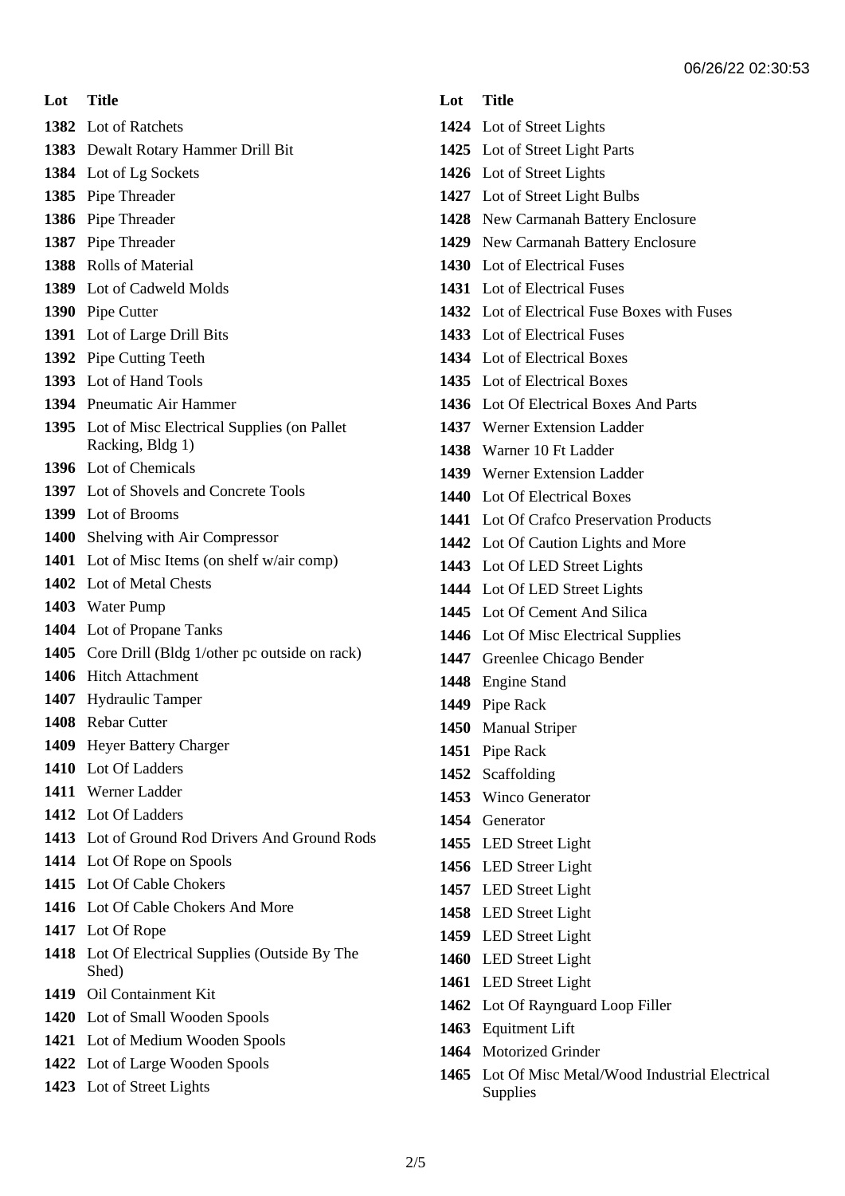| Lot | Title |
|---|---|
| 1382 | Lot of Ratchets |
| 1383 | Dewalt Rotary Hammer Drill Bit |
| 1384 | Lot of Lg Sockets |
| 1385 | Pipe Threader |
| 1386 | Pipe Threader |
| 1387 | Pipe Threader |
| 1388 | Rolls of Material |
| 1389 | Lot of Cadweld Molds |
| 1390 | Pipe Cutter |
| 1391 | Lot of Large Drill Bits |
| 1392 | Pipe Cutting Teeth |
| 1393 | Lot of Hand Tools |
| 1394 | Pneumatic Air Hammer |
| 1395 | Lot of Misc Electrical Supplies (on Pallet Racking, Bldg 1) |
| 1396 | Lot of Chemicals |
| 1397 | Lot of Shovels and Concrete Tools |
| 1399 | Lot of Brooms |
| 1400 | Shelving with Air Compressor |
| 1401 | Lot of Misc Items (on shelf w/air comp) |
| 1402 | Lot of Metal Chests |
| 1403 | Water Pump |
| 1404 | Lot of Propane Tanks |
| 1405 | Core Drill (Bldg 1/other pc outside on rack) |
| 1406 | Hitch Attachment |
| 1407 | Hydraulic Tamper |
| 1408 | Rebar Cutter |
| 1409 | Heyer Battery Charger |
| 1410 | Lot Of Ladders |
| 1411 | Werner Ladder |
| 1412 | Lot Of Ladders |
| 1413 | Lot of Ground Rod Drivers And Ground Rods |
| 1414 | Lot Of Rope on Spools |
| 1415 | Lot Of Cable Chokers |
| 1416 | Lot Of Cable Chokers And More |
| 1417 | Lot Of Rope |
| 1418 | Lot Of Electrical Supplies (Outside By The Shed) |
| 1419 | Oil Containment Kit |
| 1420 | Lot of Small Wooden Spools |
| 1421 | Lot of Medium Wooden Spools |
| 1422 | Lot of Large Wooden Spools |
| 1423 | Lot of Street Lights |
| 1424 | Lot of Street Lights |
| 1425 | Lot of Street Light Parts |
| 1426 | Lot of Street Lights |
| 1427 | Lot of Street Light Bulbs |
| 1428 | New Carmanah Battery Enclosure |
| 1429 | New Carmanah Battery Enclosure |
| 1430 | Lot of Electrical Fuses |
| 1431 | Lot of Electrical Fuses |
| 1432 | Lot of Electrical Fuse Boxes with Fuses |
| 1433 | Lot of Electrical Fuses |
| 1434 | Lot of Electrical Boxes |
| 1435 | Lot of Electrical Boxes |
| 1436 | Lot Of Electrical Boxes And Parts |
| 1437 | Werner Extension Ladder |
| 1438 | Warner 10 Ft Ladder |
| 1439 | Werner Extension Ladder |
| 1440 | Lot Of Electrical Boxes |
| 1441 | Lot Of Crafco Preservation Products |
| 1442 | Lot Of Caution Lights and More |
| 1443 | Lot Of LED Street Lights |
| 1444 | Lot Of LED Street Lights |
| 1445 | Lot Of Cement And Silica |
| 1446 | Lot Of Misc Electrical Supplies |
| 1447 | Greenlee Chicago Bender |
| 1448 | Engine Stand |
| 1449 | Pipe Rack |
| 1450 | Manual Striper |
| 1451 | Pipe Rack |
| 1452 | Scaffolding |
| 1453 | Winco Generator |
| 1454 | Generator |
| 1455 | LED Street Light |
| 1456 | LED Streer Light |
| 1457 | LED Street Light |
| 1458 | LED Street Light |
| 1459 | LED Street Light |
| 1460 | LED Street Light |
| 1461 | LED Street Light |
| 1462 | Lot Of Raynguard Loop Filler |
| 1463 | Equitment Lift |
| 1464 | Motorized Grinder |
| 1465 | Lot Of Misc Metal/Wood Industrial Electrical Supplies |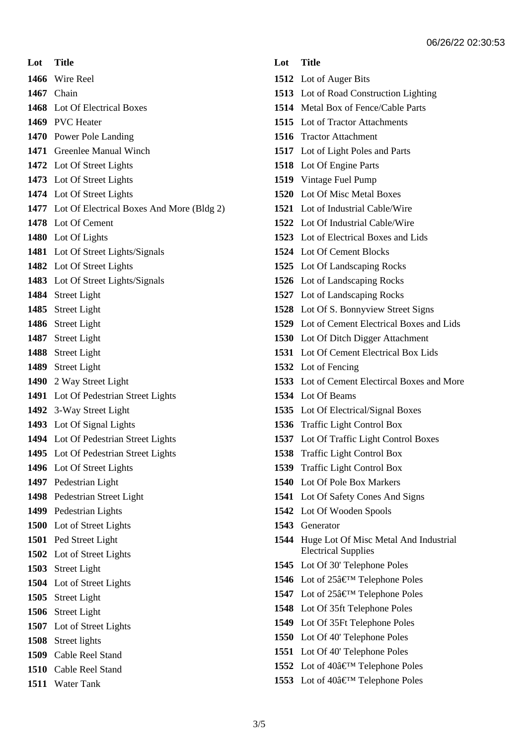06/26/22 02:30:53

| Lot | Title |
|---|---|
| 1466 | Wire Reel |
| 1467 | Chain |
| 1468 | Lot Of Electrical Boxes |
| 1469 | PVC Heater |
| 1470 | Power Pole Landing |
| 1471 | Greenlee Manual Winch |
| 1472 | Lot Of Street Lights |
| 1473 | Lot Of Street Lights |
| 1474 | Lot Of Street Lights |
| 1477 | Lot Of Electrical Boxes And More (Bldg 2) |
| 1478 | Lot Of Cement |
| 1480 | Lot Of Lights |
| 1481 | Lot Of Street Lights/Signals |
| 1482 | Lot Of Street Lights |
| 1483 | Lot Of Street Lights/Signals |
| 1484 | Street Light |
| 1485 | Street Light |
| 1486 | Street Light |
| 1487 | Street Light |
| 1488 | Street Light |
| 1489 | Street Light |
| 1490 | 2 Way Street Light |
| 1491 | Lot Of Pedestrian Street Lights |
| 1492 | 3-Way Street Light |
| 1493 | Lot Of Signal Lights |
| 1494 | Lot Of Pedestrian Street Lights |
| 1495 | Lot Of Pedestrian Street Lights |
| 1496 | Lot Of Street Lights |
| 1497 | Pedestrian Light |
| 1498 | Pedestrian Street Light |
| 1499 | Pedestrian Lights |
| 1500 | Lot of Street Lights |
| 1501 | Ped Street Light |
| 1502 | Lot of Street Lights |
| 1503 | Street Light |
| 1504 | Lot of Street Lights |
| 1505 | Street Light |
| 1506 | Street Light |
| 1507 | Lot of Street Lights |
| 1508 | Street lights |
| 1509 | Cable Reel Stand |
| 1510 | Cable Reel Stand |
| 1511 | Water Tank |
| 1512 | Lot of Auger Bits |
| 1513 | Lot of Road Construction Lighting |
| 1514 | Metal Box of Fence/Cable Parts |
| 1515 | Lot of Tractor Attachments |
| 1516 | Tractor Attachment |
| 1517 | Lot of Light Poles and Parts |
| 1518 | Lot Of Engine Parts |
| 1519 | Vintage Fuel Pump |
| 1520 | Lot Of Misc Metal Boxes |
| 1521 | Lot of Industrial Cable/Wire |
| 1522 | Lot Of Industrial Cable/Wire |
| 1523 | Lot of Electrical Boxes and Lids |
| 1524 | Lot Of Cement Blocks |
| 1525 | Lot Of Landscaping Rocks |
| 1526 | Lot of Landscaping Rocks |
| 1527 | Lot of Landscaping Rocks |
| 1528 | Lot Of S. Bonnyview Street Signs |
| 1529 | Lot of Cement Electrical Boxes and Lids |
| 1530 | Lot Of Ditch Digger Attachment |
| 1531 | Lot Of Cement Electrical Box Lids |
| 1532 | Lot of Fencing |
| 1533 | Lot of Cement Electircal Boxes and More |
| 1534 | Lot Of Beams |
| 1535 | Lot Of Electrical/Signal Boxes |
| 1536 | Traffic Light Control Box |
| 1537 | Lot Of Traffic Light Control Boxes |
| 1538 | Traffic Light Control Box |
| 1539 | Traffic Light Control Box |
| 1540 | Lot Of Pole Box Markers |
| 1541 | Lot Of Safety Cones And Signs |
| 1542 | Lot Of Wooden Spools |
| 1543 | Generator |
| 1544 | Huge Lot Of Misc Metal And Industrial Electrical Supplies |
| 1545 | Lot Of 30' Telephone Poles |
| 1546 | Lot of 25â€™ Telephone Poles |
| 1547 | Lot of 25â€™ Telephone Poles |
| 1548 | Lot Of 35ft Telephone Poles |
| 1549 | Lot Of 35Ft Telephone Poles |
| 1550 | Lot Of 40' Telephone Poles |
| 1551 | Lot Of 40' Telephone Poles |
| 1552 | Lot of 40â€™ Telephone Poles |
| 1553 | Lot of 40â€™ Telephone Poles |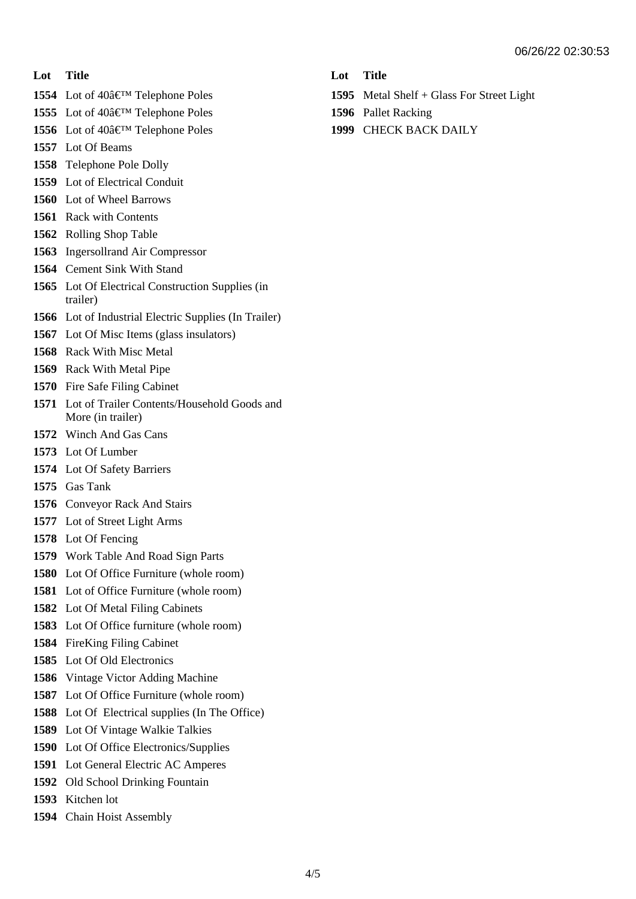| Lot | Title |
| --- | --- |
| 1554 | Lot of 40â€™ Telephone Poles |
| 1555 | Lot of 40â€™ Telephone Poles |
| 1556 | Lot of 40â€™ Telephone Poles |
| 1557 | Lot Of Beams |
| 1558 | Telephone Pole Dolly |
| 1559 | Lot of Electrical Conduit |
| 1560 | Lot of Wheel Barrows |
| 1561 | Rack with Contents |
| 1562 | Rolling Shop Table |
| 1563 | Ingersollrand Air Compressor |
| 1564 | Cement Sink With Stand |
| 1565 | Lot Of Electrical Construction Supplies (in trailer) |
| 1566 | Lot of Industrial Electric Supplies (In Trailer) |
| 1567 | Lot Of Misc Items (glass insulators) |
| 1568 | Rack With Misc Metal |
| 1569 | Rack With Metal Pipe |
| 1570 | Fire Safe Filing Cabinet |
| 1571 | Lot of Trailer Contents/Household Goods and More (in trailer) |
| 1572 | Winch And Gas Cans |
| 1573 | Lot Of Lumber |
| 1574 | Lot Of Safety Barriers |
| 1575 | Gas Tank |
| 1576 | Conveyor Rack And Stairs |
| 1577 | Lot of Street Light Arms |
| 1578 | Lot Of Fencing |
| 1579 | Work Table And Road Sign Parts |
| 1580 | Lot Of Office Furniture (whole room) |
| 1581 | Lot of Office Furniture (whole room) |
| 1582 | Lot Of Metal Filing Cabinets |
| 1583 | Lot Of Office furniture (whole room) |
| 1584 | FireKing Filing Cabinet |
| 1585 | Lot Of Old Electronics |
| 1586 | Vintage Victor Adding Machine |
| 1587 | Lot Of Office Furniture (whole room) |
| 1588 | Lot Of  Electrical supplies (In The Office) |
| 1589 | Lot Of Vintage Walkie Talkies |
| 1590 | Lot Of Office Electronics/Supplies |
| 1591 | Lot General Electric AC Amperes |
| 1592 | Old School Drinking Fountain |
| 1593 | Kitchen lot |
| 1594 | Chain Hoist Assembly |
| 1595 | Metal Shelf + Glass For Street Light |
| 1596 | Pallet Racking |
| 1999 | CHECK BACK DAILY |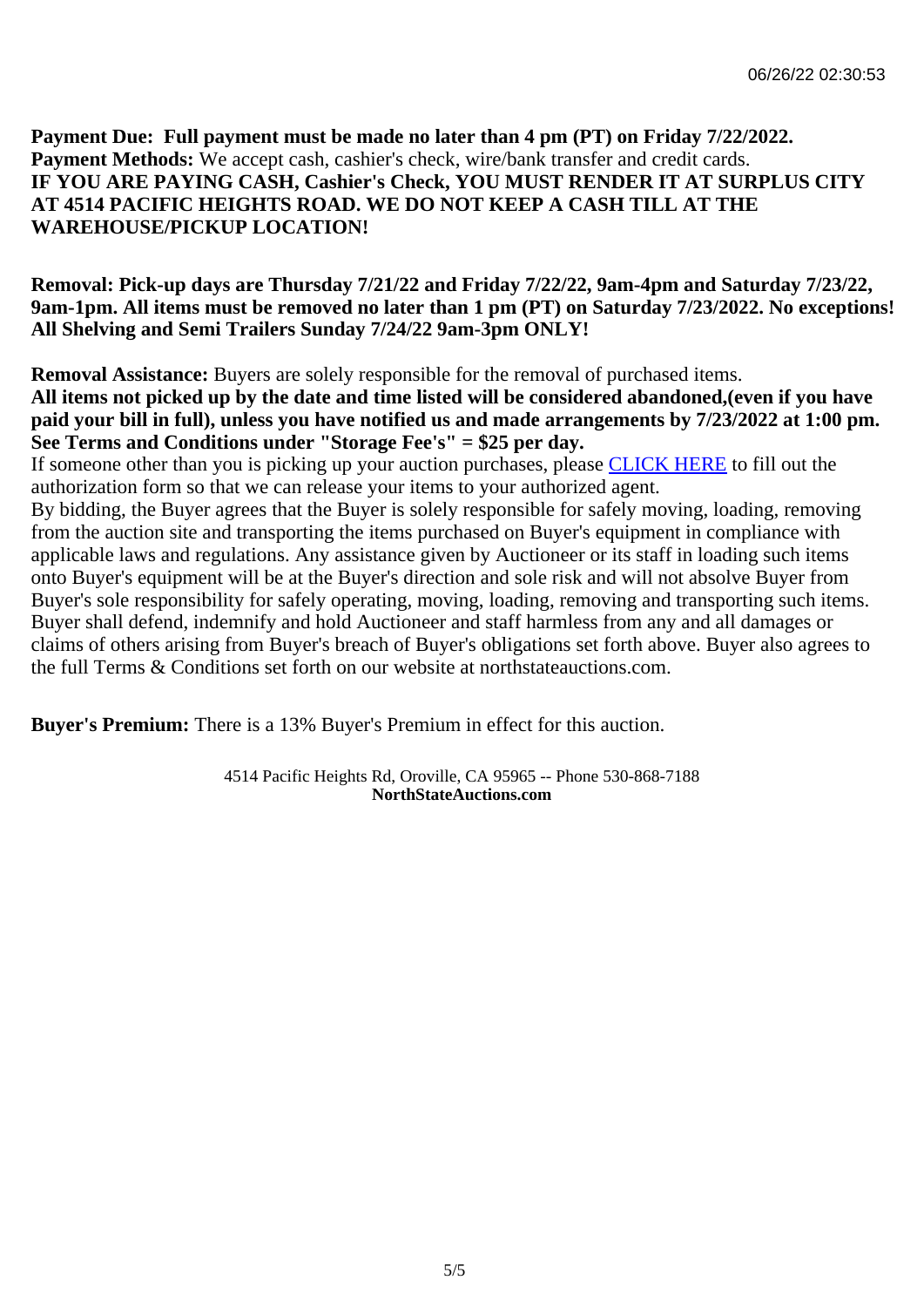**Payment Due: Full payment must be made no later than 4 pm (PT) on Friday 7/22/2022.**
**Payment Methods:** We accept cash, cashier's check, wire/bank transfer and credit cards.
**IF YOU ARE PAYING CASH, Cashier's Check, YOU MUST RENDER IT AT SURPLUS CITY AT 4514 PACIFIC HEIGHTS ROAD. WE DO NOT KEEP A CASH TILL AT THE WAREHOUSE/PICKUP LOCATION!**

**Removal: Pick-up days are Thursday 7/21/22 and Friday 7/22/22, 9am-4pm and Saturday 7/23/22, 9am-1pm. All items must be removed no later than 1 pm (PT) on Saturday 7/23/2022. No exceptions! All Shelving and Semi Trailers Sunday 7/24/22 9am-3pm ONLY!**

**Removal Assistance:** Buyers are solely responsible for the removal of purchased items.
**All items not picked up by the date and time listed will be considered abandoned,(even if you have paid your bill in full), unless you have notified us and made arrangements by 7/23/2022 at 1:00 pm. See Terms and Conditions under "Storage Fee's" = $25 per day.**
If someone other than you is picking up your auction purchases, please CLICK HERE to fill out the authorization form so that we can release your items to your authorized agent.
By bidding, the Buyer agrees that the Buyer is solely responsible for safely moving, loading, removing from the auction site and transporting the items purchased on Buyer's equipment in compliance with applicable laws and regulations. Any assistance given by Auctioneer or its staff in loading such items onto Buyer's equipment will be at the Buyer's direction and sole risk and will not absolve Buyer from Buyer's sole responsibility for safely operating, moving, loading, removing and transporting such items. Buyer shall defend, indemnify and hold Auctioneer and staff harmless from any and all damages or claims of others arising from Buyer's breach of Buyer's obligations set forth above. Buyer also agrees to the full Terms & Conditions set forth on our website at northstateauctions.com.

**Buyer's Premium:** There is a 13% Buyer's Premium in effect for this auction.

4514 Pacific Heights Rd, Oroville, CA 95965 -- Phone 530-868-7188
**NorthStateAuctions.com**